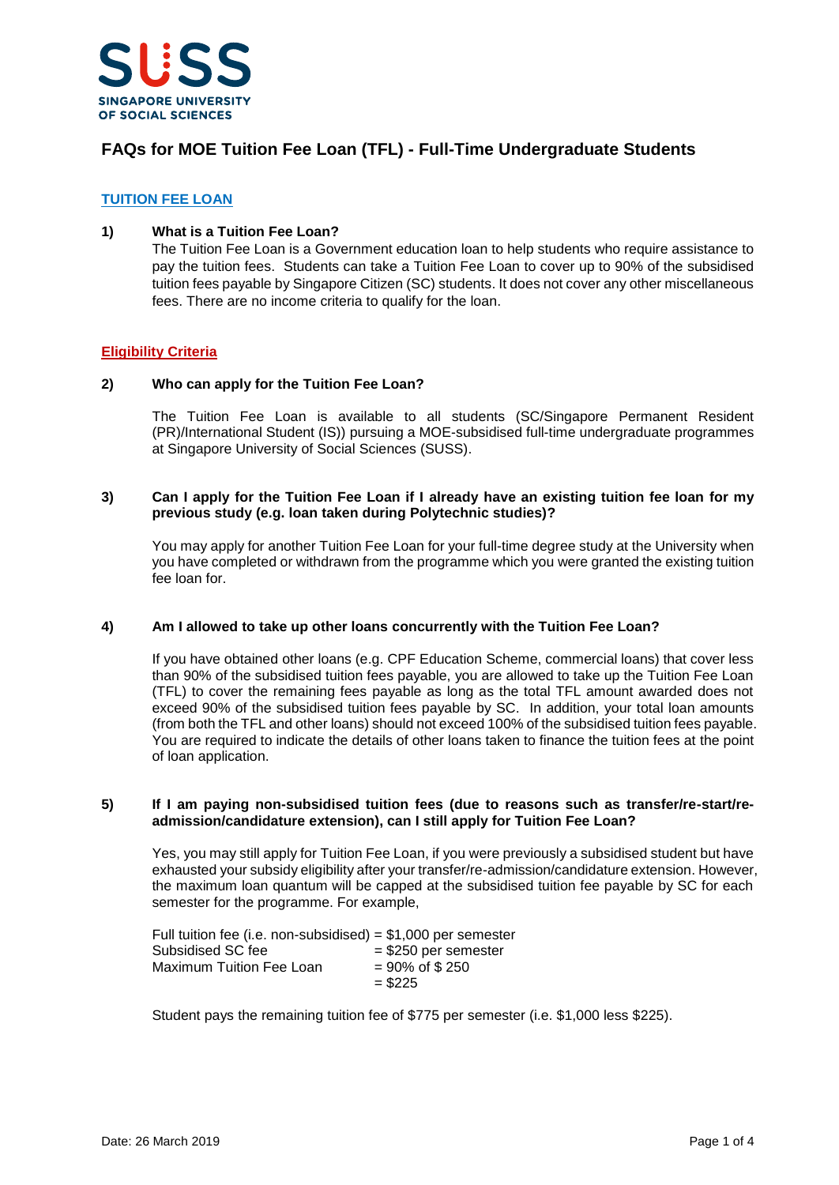SUSS
SINGAPORE UNIVERSITY OF SOCIAL SCIENCES

# FAQs for MOE Tuition Fee Loan (TFL) - Full-Time Undergraduate Students

## TUITION FEE LOAN

**1) What is a Tuition Fee Loan?**

The Tuition Fee Loan is a Government education loan to help students who require assistance to pay the tuition fees. Students can take a Tuition Fee Loan to cover up to 90% of the subsidised tuition fees payable by Singapore Citizen (SC) students. It does not cover any other miscellaneous fees. There are no income criteria to qualify for the loan.

## Eligibility Criteria

**2) Who can apply for the Tuition Fee Loan?**

The Tuition Fee Loan is available to all students (SC/Singapore Permanent Resident (PR)/International Student (IS)) pursuing a MOE-subsidised full-time undergraduate programmes at Singapore University of Social Sciences (SUSS).

**3) Can I apply for the Tuition Fee Loan if I already have an existing tuition fee loan for my previous study (e.g. loan taken during Polytechnic studies)?**

You may apply for another Tuition Fee Loan for your full-time degree study at the University when you have completed or withdrawn from the programme which you were granted the existing tuition fee loan for.

**4) Am I allowed to take up other loans concurrently with the Tuition Fee Loan?**

If you have obtained other loans (e.g. CPF Education Scheme, commercial loans) that cover less than 90% of the subsidised tuition fees payable, you are allowed to take up the Tuition Fee Loan (TFL) to cover the remaining fees payable as long as the total TFL amount awarded does not exceed 90% of the subsidised tuition fees payable by SC. In addition, your total loan amounts (from both the TFL and other loans) should not exceed 100% of the subsidised tuition fees payable. You are required to indicate the details of other loans taken to finance the tuition fees at the point of loan application.

**5) If I am paying non-subsidised tuition fees (due to reasons such as transfer/re-start/re-admission/candidature extension), can I still apply for Tuition Fee Loan?**

Yes, you may still apply for Tuition Fee Loan, if you were previously a subsidised student but have exhausted your subsidy eligibility after your transfer/re-admission/candidature extension. However, the maximum loan quantum will be capped at the subsidised tuition fee payable by SC for each semester for the programme. For example,

| | |
|---|---|
| Full tuition fee (i.e. non-subsidised) | = $1,000 per semester |
| Subsidised SC fee | = $250 per semester |
| Maximum Tuition Fee Loan | = 90% of $ 250 |
| | = $225 |

Student pays the remaining tuition fee of $775 per semester (i.e. $1,000 less $225).

Date: 26 March 2019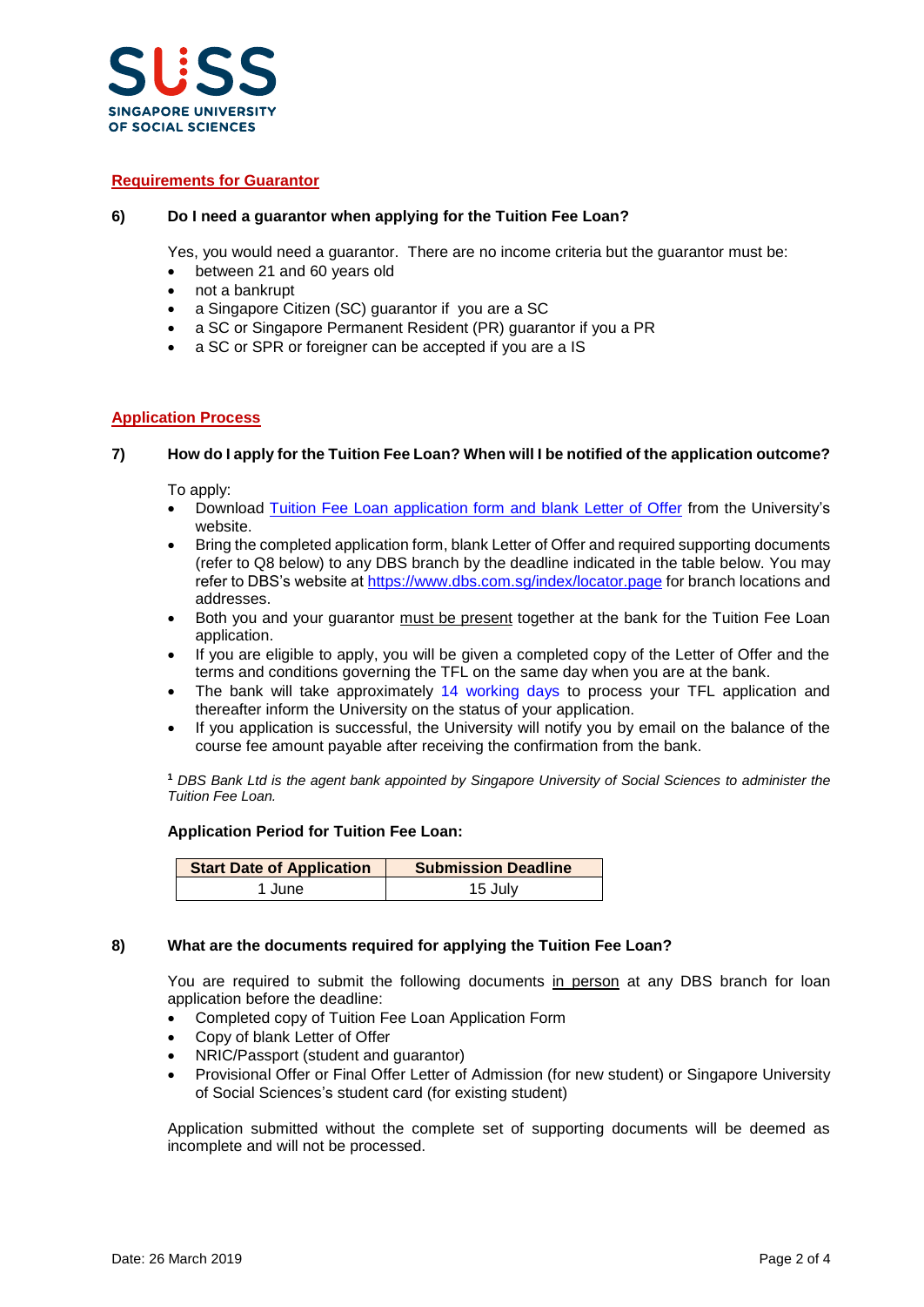## Requirements for Guarantor

**6) Do I need a guarantor when applying for the Tuition Fee Loan?**

Yes, you would need a guarantor. There are no income criteria but the guarantor must be:

- between 21 and 60 years old
- not a bankrupt
- a Singapore Citizen (SC) guarantor if you are a SC
- a SC or Singapore Permanent Resident (PR) guarantor if you a PR
- a SC or SPR or foreigner can be accepted if you are a IS

## Application Process

**7) How do I apply for the Tuition Fee Loan? When will I be notified of the application outcome?**

To apply:

- Download Tuition Fee Loan application form and blank Letter of Offer from the University's website.
- Bring the completed application form, blank Letter of Offer and required supporting documents (refer to Q8 below) to any DBS branch by the deadline indicated in the table below. You may refer to DBS's website at https://www.dbs.com.sg/index/locator.page for branch locations and addresses.
- Both you and your guarantor must be present together at the bank for the Tuition Fee Loan application.
- If you are eligible to apply, you will be given a completed copy of the Letter of Offer and the terms and conditions governing the TFL on the same day when you are at the bank.
- The bank will take approximately 14 working days to process your TFL application and thereafter inform the University on the status of your application.
- If you application is successful, the University will notify you by email on the balance of the course fee amount payable after receiving the confirmation from the bank.

[1] *DBS Bank Ltd is the agent bank appointed by Singapore University of Social Sciences to administer the Tuition Fee Loan.*

**Application Period for Tuition Fee Loan:**

| Start Date of Application | Submission Deadline |
|---|---|
| 1 June | 15 July |

**8) What are the documents required for applying the Tuition Fee Loan?**

You are required to submit the following documents in person at any DBS branch for loan application before the deadline:

- Completed copy of Tuition Fee Loan Application Form
- Copy of blank Letter of Offer
- NRIC/Passport (student and guarantor)
- Provisional Offer or Final Offer Letter of Admission (for new student) or Singapore University of Social Sciences's student card (for existing student)

Application submitted without the complete set of supporting documents will be deemed as incomplete and will not be processed.

Date: 26 March 2019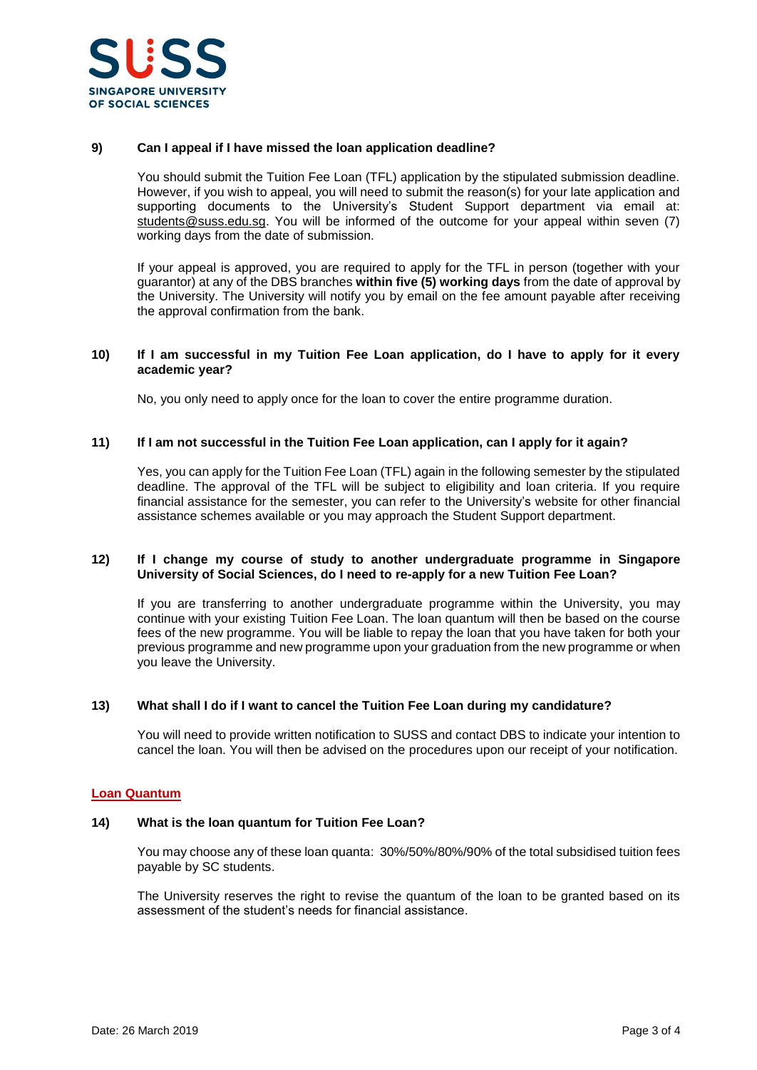**9) Can I appeal if I have missed the loan application deadline?**

You should submit the Tuition Fee Loan (TFL) application by the stipulated submission deadline. However, if you wish to appeal, you will need to submit the reason(s) for your late application and supporting documents to the University's Student Support department via email at: students@suss.edu.sg. You will be informed of the outcome for your appeal within seven (7) working days from the date of submission.

If your appeal is approved, you are required to apply for the TFL in person (together with your guarantor) at any of the DBS branches **within five (5) working days** from the date of approval by the University. The University will notify you by email on the fee amount payable after receiving the approval confirmation from the bank.

**10) If I am successful in my Tuition Fee Loan application, do I have to apply for it every academic year?**

No, you only need to apply once for the loan to cover the entire programme duration.

**11) If I am not successful in the Tuition Fee Loan application, can I apply for it again?**

Yes, you can apply for the Tuition Fee Loan (TFL) again in the following semester by the stipulated deadline. The approval of the TFL will be subject to eligibility and loan criteria. If you require financial assistance for the semester, you can refer to the University's website for other financial assistance schemes available or you may approach the Student Support department.

**12) If I change my course of study to another undergraduate programme in Singapore University of Social Sciences, do I need to re-apply for a new Tuition Fee Loan?**

If you are transferring to another undergraduate programme within the University, you may continue with your existing Tuition Fee Loan. The loan quantum will then be based on the course fees of the new programme. You will be liable to repay the loan that you have taken for both your previous programme and new programme upon your graduation from the new programme or when you leave the University.

**13) What shall I do if I want to cancel the Tuition Fee Loan during my candidature?**

You will need to provide written notification to SUSS and contact DBS to indicate your intention to cancel the loan. You will then be advised on the procedures upon our receipt of your notification.

## Loan Quantum

**14) What is the loan quantum for Tuition Fee Loan?**

You may choose any of these loan quanta: 30%/50%/80%/90% of the total subsidised tuition fees payable by SC students.

The University reserves the right to revise the quantum of the loan to be granted based on its assessment of the student's needs for financial assistance.

Date: 26 March 2019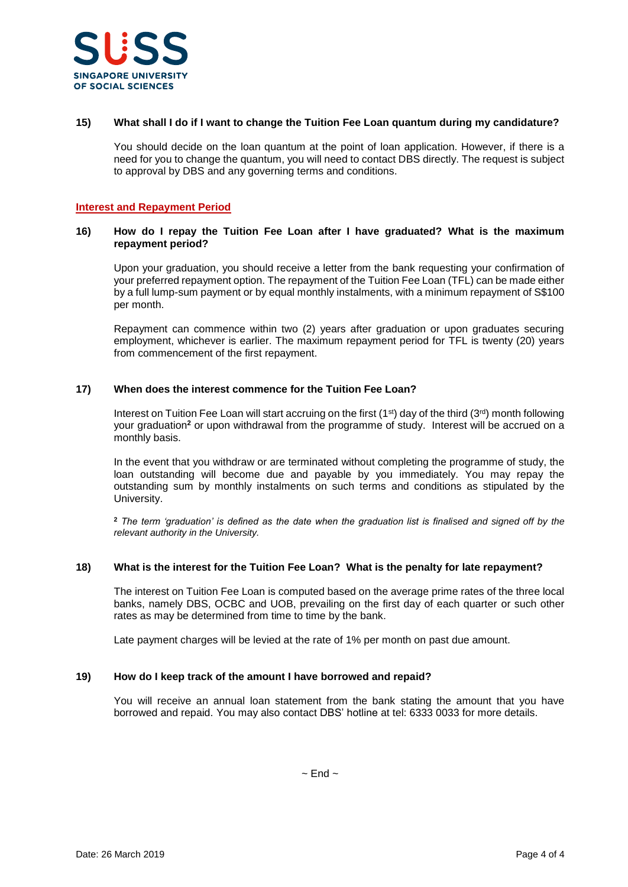**15) What shall I do if I want to change the Tuition Fee Loan quantum during my candidature?**

You should decide on the loan quantum at the point of loan application. However, if there is a need for you to change the quantum, you will need to contact DBS directly. The request is subject to approval by DBS and any governing terms and conditions.

## Interest and Repayment Period

**16) How do I repay the Tuition Fee Loan after I have graduated? What is the maximum repayment period?**

Upon your graduation, you should receive a letter from the bank requesting your confirmation of your preferred repayment option. The repayment of the Tuition Fee Loan (TFL) can be made either by a full lump-sum payment or by equal monthly instalments, with a minimum repayment of S$100 per month.

Repayment can commence within two (2) years after graduation or upon graduates securing employment, whichever is earlier. The maximum repayment period for TFL is twenty (20) years from commencement of the first repayment.

**17) When does the interest commence for the Tuition Fee Loan?**

Interest on Tuition Fee Loan will start accruing on the first (1st) day of the third (3rd) month following your graduation[2] or upon withdrawal from the programme of study. Interest will be accrued on a monthly basis.

In the event that you withdraw or are terminated without completing the programme of study, the loan outstanding will become due and payable by you immediately. You may repay the outstanding sum by monthly instalments on such terms and conditions as stipulated by the University.

[2] *The term 'graduation' is defined as the date when the graduation list is finalised and signed off by the relevant authority in the University.*

**18) What is the interest for the Tuition Fee Loan? What is the penalty for late repayment?**

The interest on Tuition Fee Loan is computed based on the average prime rates of the three local banks, namely DBS, OCBC and UOB, prevailing on the first day of each quarter or such other rates as may be determined from time to time by the bank.

Late payment charges will be levied at the rate of 1% per month on past due amount.

**19) How do I keep track of the amount I have borrowed and repaid?**

You will receive an annual loan statement from the bank stating the amount that you have borrowed and repaid. You may also contact DBS' hotline at tel: 6333 0033 for more details.

~ End ~

Date: 26 March 2019